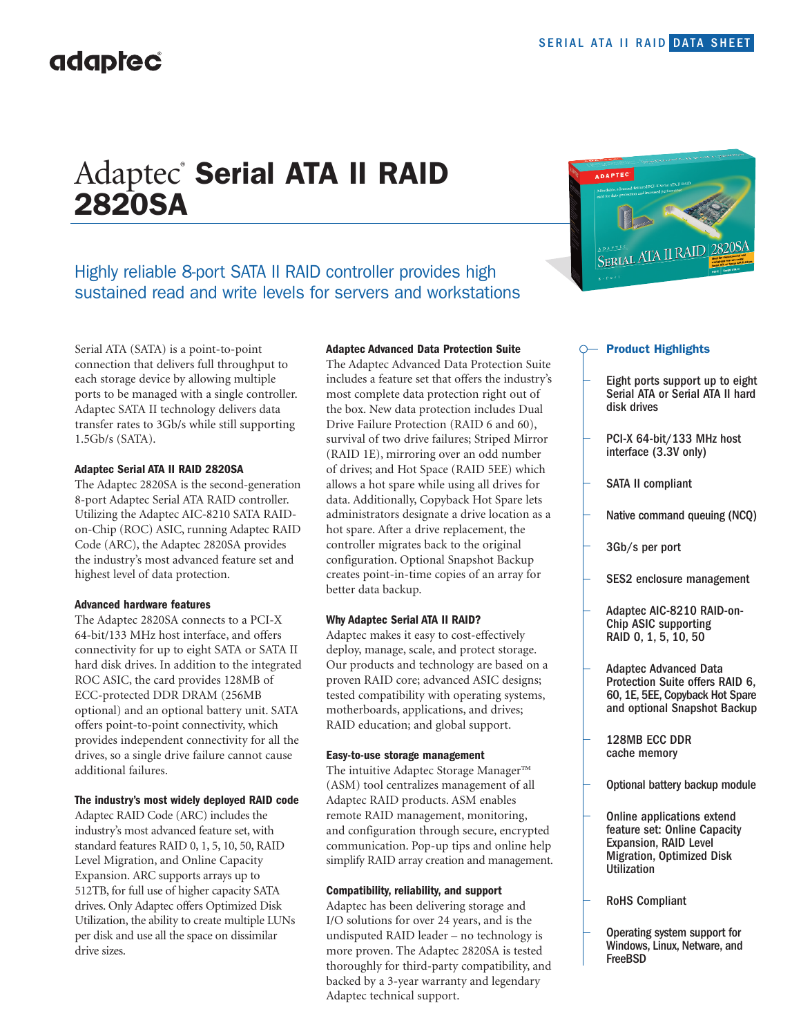SERIAL ATA II RAID **DATA SHEET**

# Adaptec® Serial ATA II RAID 2820SA

## Highly reliable 8-port SATA II RAID controller provides high sustained read and write levels for servers and workstations

Serial ATA (SATA) is a point-to-point connection that delivers full throughput to each storage device by allowing multiple ports to be managed with a single controller. Adaptec SATA II technology delivers data transfer rates to 3Gb/s while still supporting 1.5Gb/s (SATA).

#### Adaptec Serial ATA II RAID 2820SA

The Adaptec 2820SA is the second-generation 8-port Adaptec Serial ATA RAID controller. Utilizing the Adaptec AIC-8210 SATA RAID-on-Chip (ROC) ASIC, running Adaptec RAID Code (ARC), the Adaptec 2820SA provides the industry's most advanced feature set and highest level of data protection.

#### Advanced hardware features

The Adaptec 2820SA connects to a PCI-X 64-bit/133 MHz host interface, and offers connectivity for up to eight SATA or SATA II hard disk drives. In addition to the integrated ROC ASIC, the card provides 128MB of ECC-protected DDR DRAM (256MB optional) and an optional battery unit. SATA offers point-to-point connectivity, which provides independent connectivity for all the drives, so a single drive failure cannot cause additional failures.

#### The industry's most widely deployed RAID code

Adaptec RAID Code (ARC) includes the industry's most advanced feature set, with standard features RAID 0, 1, 5, 10, 50, RAID Level Migration, and Online Capacity Expansion. ARC supports arrays up to 512TB, for full use of higher capacity SATA drives. Only Adaptec offers Optimized Disk Utilization, the ability to create multiple LUNs per disk and use all the space on dissimilar drive sizes.

#### Adaptec Advanced Data Protection Suite

The Adaptec Advanced Data Protection Suite includes a feature set that offers the industry's most complete data protection right out of the box. New data protection includes Dual Drive Failure Protection (RAID 6 and 60), survival of two drive failures; Striped Mirror (RAID 1E), mirroring over an odd number of drives; and Hot Space (RAID 5EE) which allows a hot spare while using all drives for data. Additionally, Copyback Hot Spare lets administrators designate a drive location as a hot spare. After a drive replacement, the controller migrates back to the original configuration. Optional Snapshot Backup creates point-in-time copies of an array for better data backup.

#### Why Adaptec Serial ATA II RAID?

Adaptec makes it easy to cost-effectively deploy, manage, scale, and protect storage. Our products and technology are based on a proven RAID core; advanced ASIC designs; tested compatibility with operating systems, motherboards, applications, and drives; RAID education; and global support.

#### Easy-to-use storage management

The intuitive Adaptec Storage Manager™ (ASM) tool centralizes management of all Adaptec RAID products. ASM enables remote RAID management, monitoring, and configuration through secure, encrypted communication. Pop-up tips and online help simplify RAID array creation and management.

#### Compatibility, reliability, and support

Adaptec has been delivering storage and I/O solutions for over 24 years, and is the undisputed RAID leader – no technology is more proven. The Adaptec 2820SA is tested thoroughly for third-party compatibility, and backed by a 3-year warranty and legendary Adaptec technical support.

### Product Highlights

- Eight ports support up to eight Serial ATA or Serial ATA II hard disk drives
- PCI-X 64-bit/133 MHz host interface (3.3V only)
- SATA II compliant
- Native command queuing (NCQ)
- 3Gb/s per port
- SES2 enclosure management
- Adaptec AIC-8210 RAID-on-Chip ASIC supporting RAID 0, 1, 5, 10, 50
- Adaptec Advanced Data Protection Suite offers RAID 6, 60, 1E, 5EE, Copyback Hot Spare and optional Snapshot Backup
- 128MB ECC DDR cache memory
- Optional battery backup module
- Online applications extend feature set: Online Capacity Expansion, RAID Level Migration, Optimized Disk Utilization
- RoHS Compliant
- Operating system support for Windows, Linux, Netware, and FreeBSD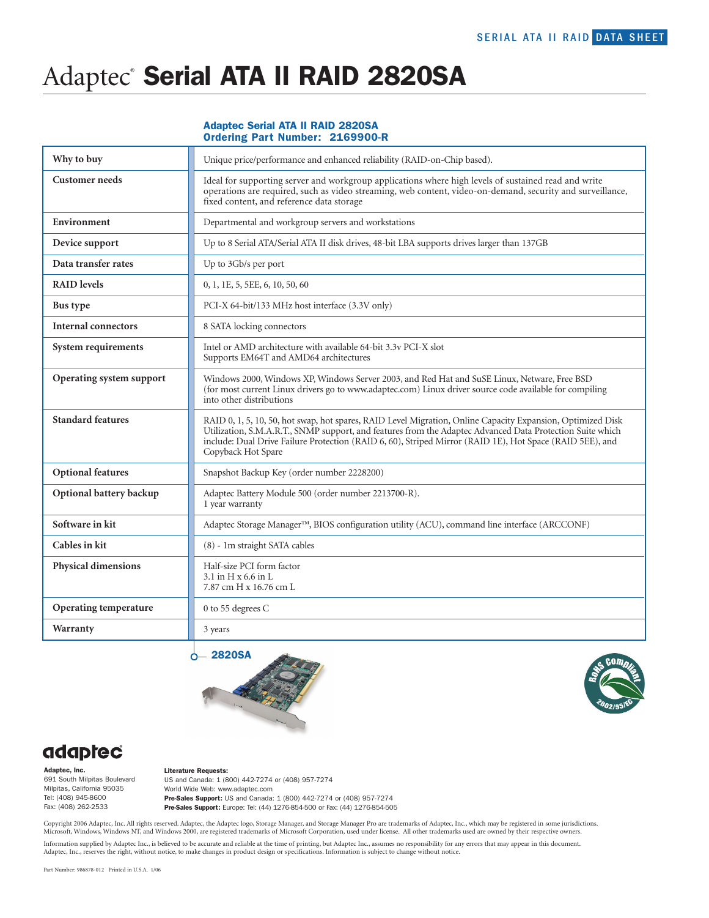# Adaptec® Serial ATA II RAID 2820SA

**Adaptec Serial ATA II RAID 2820SA**
**Ordering Part Number: 2169900-R**

| | |
|---|---|
| **Why to buy** | Unique price/performance and enhanced reliability (RAID-on-Chip based). |
| **Customer needs** | Ideal for supporting server and workgroup applications where high levels of sustained read and write operations are required, such as video streaming, web content, video-on-demand, security and surveillance, fixed content, and reference data storage |
| **Environment** | Departmental and workgroup servers and workstations |
| **Device support** | Up to 8 Serial ATA/Serial ATA II disk drives, 48-bit LBA supports drives larger than 137GB |
| **Data transfer rates** | Up to 3Gb/s per port |
| **RAID levels** | 0, 1, 1E, 5, 5EE, 6, 10, 50, 60 |
| **Bus type** | PCI-X 64-bit/133 MHz host interface (3.3V only) |
| **Internal connectors** | 8 SATA locking connectors |
| **System requirements** | Intel or AMD architecture with available 64-bit 3.3v PCI-X slot<br>Supports EM64T and AMD64 architectures |
| **Operating system support** | Windows 2000, Windows XP, Windows Server 2003, and Red Hat and SuSE Linux, Netware, Free BSD (for most current Linux drivers go to www.adaptec.com) Linux driver source code available for compiling into other distributions |
| **Standard features** | RAID 0, 1, 5, 10, 50, hot swap, hot spares, RAID Level Migration, Online Capacity Expansion, Optimized Disk Utilization, S.M.A.R.T., SNMP support, and features from the Adaptec Advanced Data Protection Suite which include: Dual Drive Failure Protection (RAID 6, 60), Striped Mirror (RAID 1E), Hot Space (RAID 5EE), and Copyback Hot Spare |
| **Optional features** | Snapshot Backup Key (order number 2228200) |
| **Optional battery backup** | Adaptec Battery Module 500 (order number 2213700-R).<br>1 year warranty |
| **Software in kit** | Adaptec Storage Manager™, BIOS configuration utility (ACU), command line interface (ARCCONF) |
| **Cables in kit** | (8) - 1m straight SATA cables |
| **Physical dimensions** | Half-size PCI form factor<br>3.1 in H x 6.6 in L<br>7.87 cm H x 16.76 cm L |
| **Operating temperature** | 0 to 55 degrees C |
| **Warranty** | 3 years |

2820SA

RoHS Compliant 2002/95/EC

**Adaptec, Inc.**
691 South Milpitas Boulevard
Milpitas, California 95035
Tel: (408) 945-8600
Fax: (408) 262-2533

**Literature Requests:**
US and Canada: 1 (800) 442-7274 or (408) 957-7274
World Wide Web: www.adaptec.com
**Pre-Sales Support:** US and Canada: 1 (800) 442-7274 or (408) 957-7274
**Pre-Sales Support:** Europe: Tel: (44) 1276-854-500 or Fax: (44) 1276-854-505

Copyright 2006 Adaptec, Inc. All rights reserved. Adaptec, the Adaptec logo, Storage Manager, and Storage Manager Pro are trademarks of Adaptec, Inc., which may be registered in some jurisdictions. Microsoft, Windows, Windows NT, and Windows 2000, are registered trademarks of Microsoft Corporation, used under license. All other trademarks used are owned by their respective owners.

Information supplied by Adaptec Inc., is believed to be accurate and reliable at the time of printing, but Adaptec Inc., assumes no responsibility for any errors that may appear in this document. Adaptec, Inc., reserves the right, without notice, to make changes in product design or specifications. Information is subject to change without notice.

Part Number: 986878-012 Printed in U.S.A. 1/06